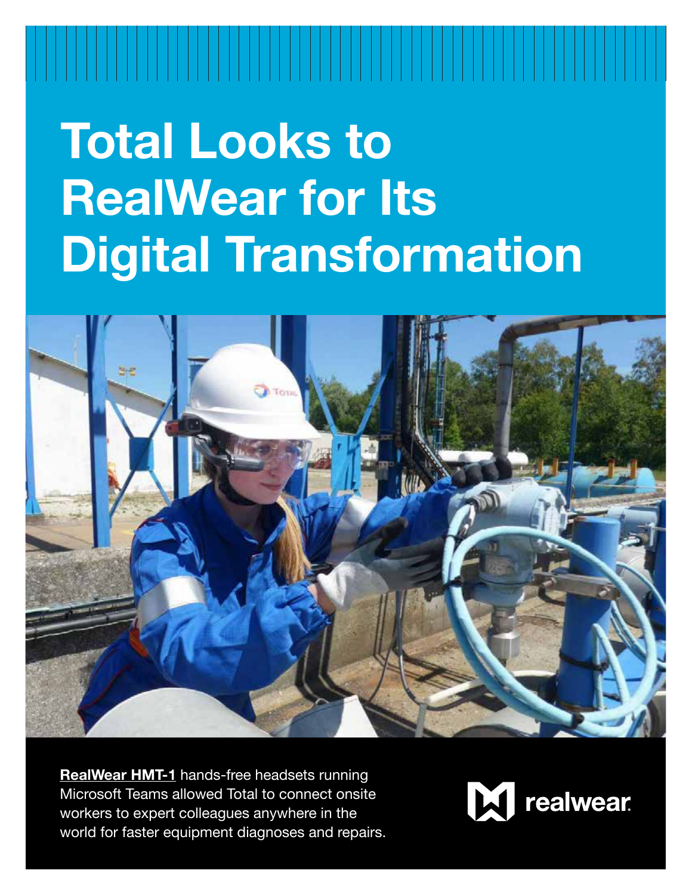# Total Looks to RealWear for Its Digital Transformation

**RealWear HMT-1** hands-free headsets running Microsoft Teams allowed Total to connect onsite workers to expert colleagues anywhere in the world for faster equipment diagnoses and repairs.

realwear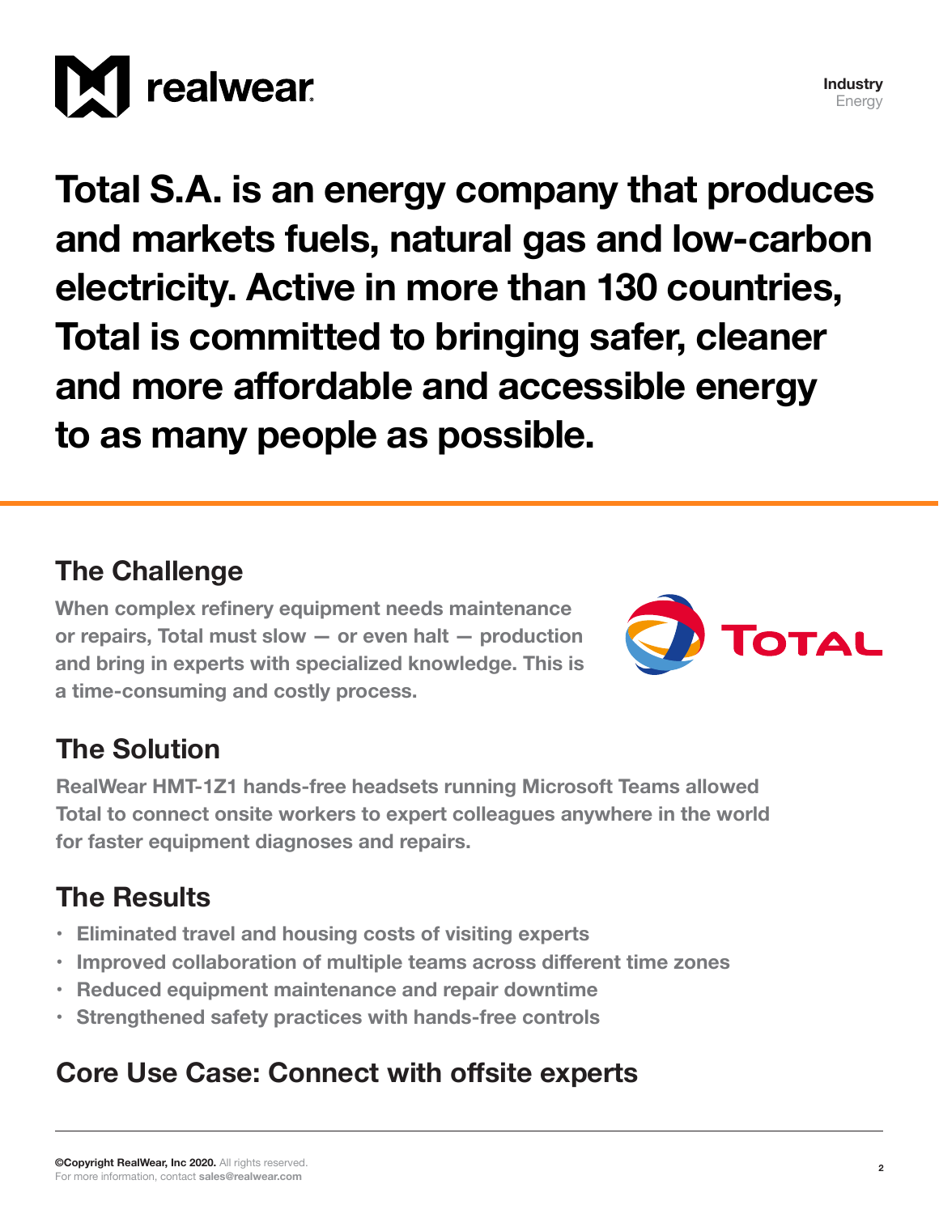**Industry**
Energy

# Total S.A. is an energy company that produces and markets fuels, natural gas and low-carbon electricity. Active in more than 130 countries, Total is committed to bringing safer, cleaner and more affordable and accessible energy to as many people as possible.

## The Challenge

When complex refinery equipment needs maintenance or repairs, Total must slow — or even halt — production and bring in experts with specialized knowledge. This is a time-consuming and costly process.

## The Solution

RealWear HMT-1Z1 hands-free headsets running Microsoft Teams allowed Total to connect onsite workers to expert colleagues anywhere in the world for faster equipment diagnoses and repairs.

## The Results

- Eliminated travel and housing costs of visiting experts
- Improved collaboration of multiple teams across different time zones
- Reduced equipment maintenance and repair downtime
- Strengthened safety practices with hands-free controls

## Core Use Case: Connect with offsite experts

**©Copyright RealWear, Inc 2020.** All rights reserved.
For more information, contact **sales@realwear.com**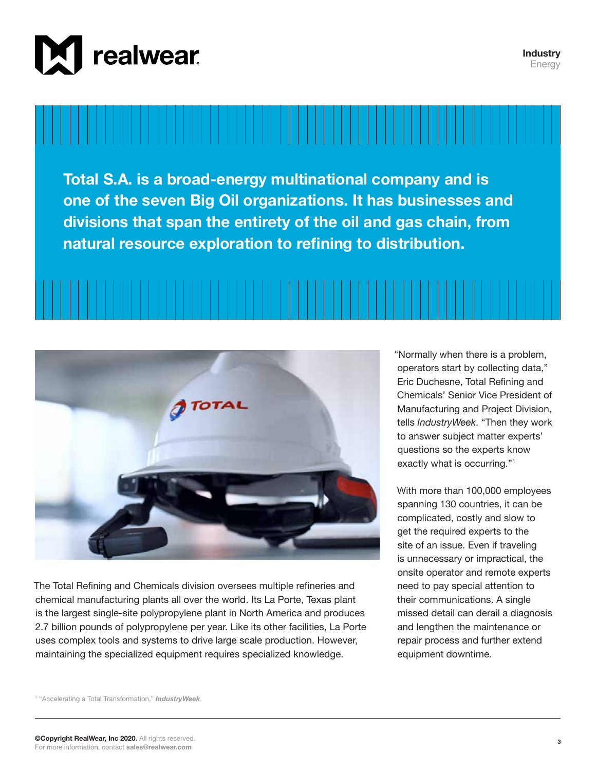**Total S.A. is a broad-energy multinational company and is one of the seven Big Oil organizations. It has businesses and divisions that span the entirety of the oil and gas chain, from natural resource exploration to refining to distribution.**

The Total Refining and Chemicals division oversees multiple refineries and chemical manufacturing plants all over the world. Its La Porte, Texas plant is the largest single-site polypropylene plant in North America and produces 2.7 billion pounds of polypropylene per year. Like its other facilities, La Porte uses complex tools and systems to drive large scale production. However, maintaining the specialized equipment requires specialized knowledge.

"Normally when there is a problem, operators start by collecting data," Eric Duchesne, Total Refining and Chemicals' Senior Vice President of Manufacturing and Project Division, tells *IndustryWeek*. "Then they work to answer subject matter experts' questions so the experts know exactly what is occurring."[1]

With more than 100,000 employees spanning 130 countries, it can be complicated, costly and slow to get the required experts to the site of an issue. Even if traveling is unnecessary or impractical, the onsite operator and remote experts need to pay special attention to their communications. A single missed detail can derail a diagnosis and lengthen the maintenance or repair process and further extend equipment downtime.

[1] "Accelerating a Total Transformation," ***IndustryWeek***.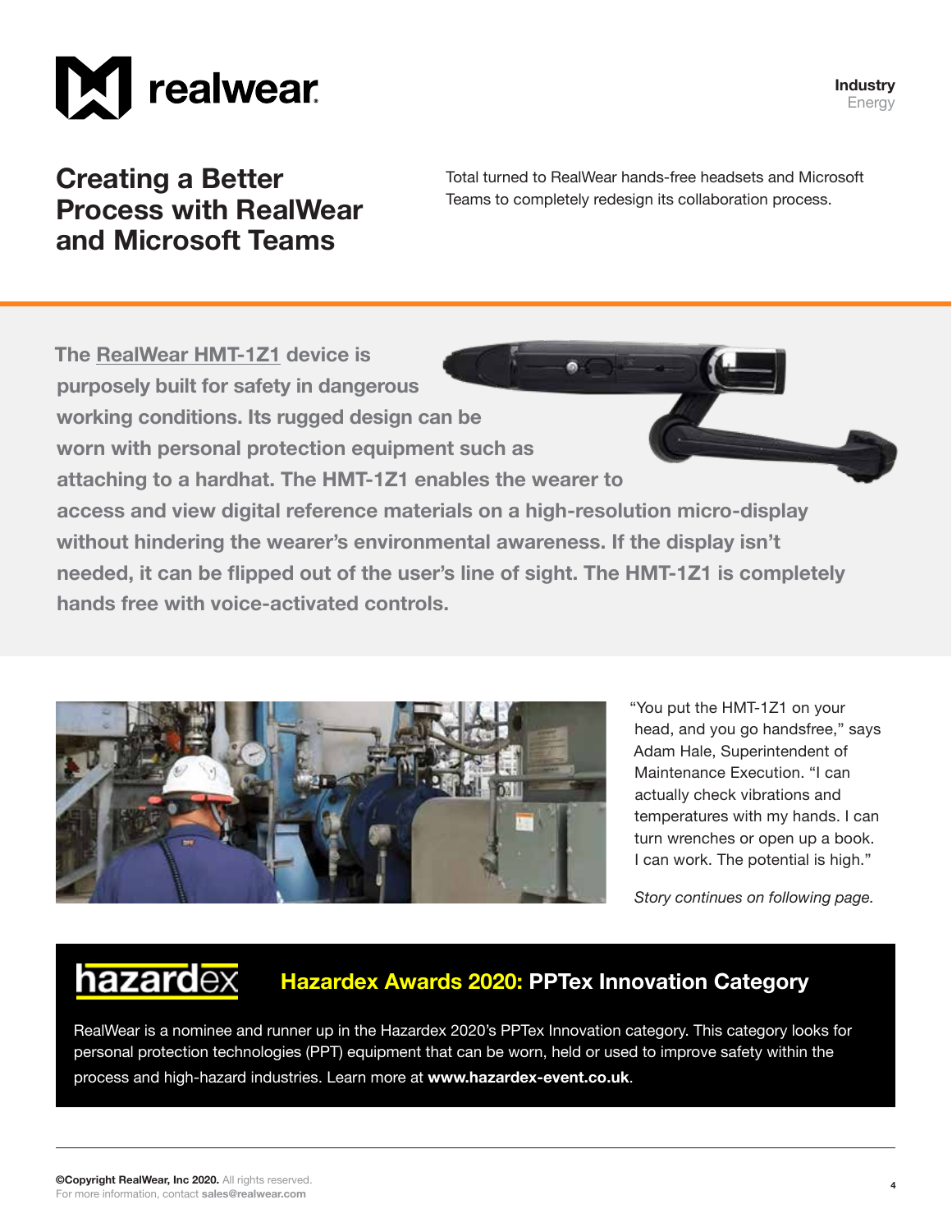**Industry**
Energy

# Creating a Better Process with RealWear and Microsoft Teams

Total turned to RealWear hands-free headsets and Microsoft Teams to completely redesign its collaboration process.

**The RealWear HMT-1Z1 device is purposely built for safety in dangerous working conditions. Its rugged design can be worn with personal protection equipment such as attaching to a hardhat. The HMT-1Z1 enables the wearer to access and view digital reference materials on a high-resolution micro-display without hindering the wearer's environmental awareness. If the display isn't needed, it can be flipped out of the user's line of sight. The HMT-1Z1 is completely hands free with voice-activated controls.**

"You put the HMT-1Z1 on your head, and you go handsfree," says Adam Hale, Superintendent of Maintenance Execution. "I can actually check vibrations and temperatures with my hands. I can turn wrenches or open up a book. I can work. The potential is high."

*Story continues on following page.*

## Hazardex Awards 2020: PPTex Innovation Category

RealWear is a nominee and runner up in the Hazardex 2020's PPTex Innovation category. This category looks for personal protection technologies (PPT) equipment that can be worn, held or used to improve safety within the process and high-hazard industries. Learn more at **www.hazardex-event.co.uk**.

**©Copyright RealWear, Inc 2020.** All rights reserved.
For more information, contact **sales@realwear.com**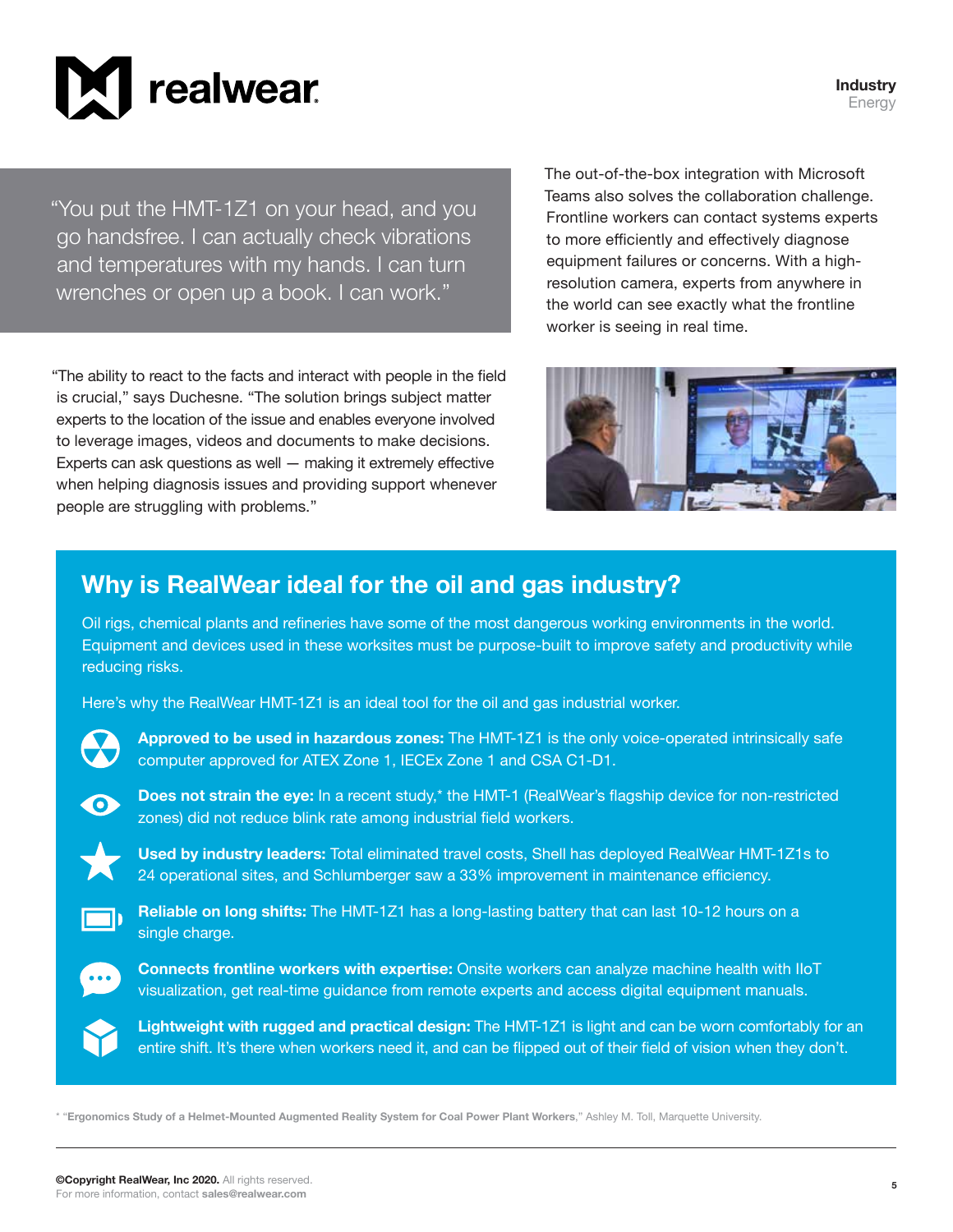realwear

**Industry**
Energy

"You put the HMT-1Z1 on your head, and you go handsfree. I can actually check vibrations and temperatures with my hands. I can turn wrenches or open up a book. I can work."

"The ability to react to the facts and interact with people in the field is crucial," says Duchesne. "The solution brings subject matter experts to the location of the issue and enables everyone involved to leverage images, videos and documents to make decisions. Experts can ask questions as well — making it extremely effective when helping diagnosis issues and providing support whenever people are struggling with problems."

The out-of-the-box integration with Microsoft Teams also solves the collaboration challenge. Frontline workers can contact systems experts to more efficiently and effectively diagnose equipment failures or concerns. With a high-resolution camera, experts from anywhere in the world can see exactly what the frontline worker is seeing in real time.

## Why is RealWear ideal for the oil and gas industry?

Oil rigs, chemical plants and refineries have some of the most dangerous working environments in the world. Equipment and devices used in these worksites must be purpose-built to improve safety and productivity while reducing risks.

Here's why the RealWear HMT-1Z1 is an ideal tool for the oil and gas industrial worker.

- **Approved to be used in hazardous zones:** The HMT-1Z1 is the only voice-operated intrinsically safe computer approved for ATEX Zone 1, IECEx Zone 1 and CSA C1-D1.
- **Does not strain the eye:** In a recent study,* the HMT-1 (RealWear's flagship device for non-restricted zones) did not reduce blink rate among industrial field workers.
- **Used by industry leaders:** Total eliminated travel costs, Shell has deployed RealWear HMT-1Z1s to 24 operational sites, and Schlumberger saw a 33% improvement in maintenance efficiency.
- **Reliable on long shifts:** The HMT-1Z1 has a long-lasting battery that can last 10-12 hours on a single charge.
- **Connects frontline workers with expertise:** Onsite workers can analyze machine health with IIoT visualization, get real-time guidance from remote experts and access digital equipment manuals.
- **Lightweight with rugged and practical design:** The HMT-1Z1 is light and can be worn comfortably for an entire shift. It's there when workers need it, and can be flipped out of their field of vision when they don't.

* "**Ergonomics Study of a Helmet-Mounted Augmented Reality System for Coal Power Plant Workers**," Ashley M. Toll, Marquette University.

**©Copyright RealWear, Inc 2020.** All rights reserved.
For more information, contact **sales@realwear.com**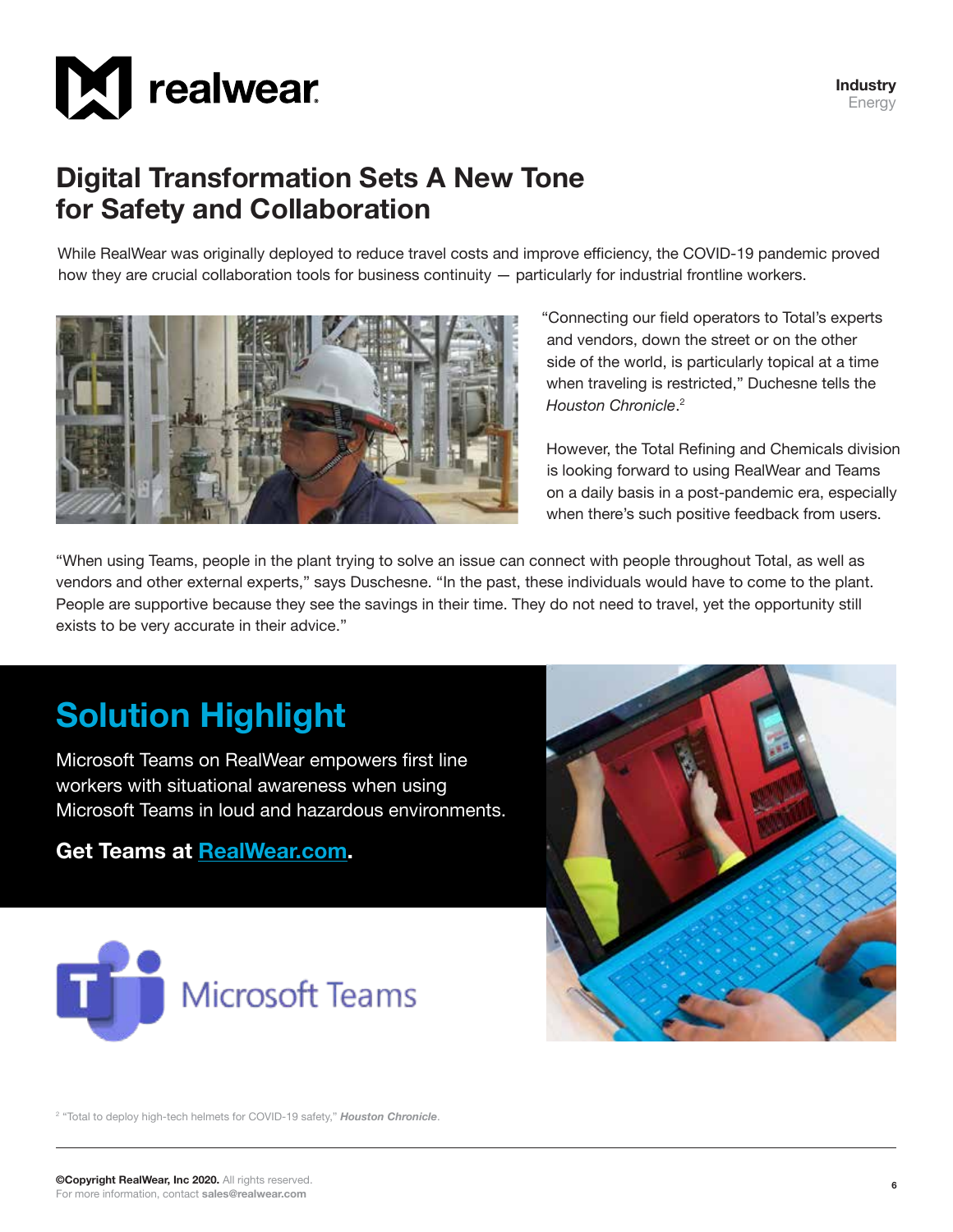**Industry**
Energy

# Digital Transformation Sets A New Tone for Safety and Collaboration

While RealWear was originally deployed to reduce travel costs and improve efficiency, the COVID-19 pandemic proved how they are crucial collaboration tools for business continuity — particularly for industrial frontline workers.

"Connecting our field operators to Total's experts and vendors, down the street or on the other side of the world, is particularly topical at a time when traveling is restricted," Duchesne tells the *Houston Chronicle*.[2]

However, the Total Refining and Chemicals division is looking forward to using RealWear and Teams on a daily basis in a post-pandemic era, especially when there's such positive feedback from users.

"When using Teams, people in the plant trying to solve an issue can connect with people throughout Total, as well as vendors and other external experts," says Duschesne. "In the past, these individuals would have to come to the plant. People are supportive because they see the savings in their time. They do not need to travel, yet the opportunity still exists to be very accurate in their advice."

## Solution Highlight

Microsoft Teams on RealWear empowers first line workers with situational awareness when using Microsoft Teams in loud and hazardous environments.

**Get Teams at [RealWear.com](RealWear.com).**

Microsoft Teams

[2] "Total to deploy high-tech helmets for COVID-19 safety," ***Houston Chronicle***.

**©Copyright RealWear, Inc 2020.** All rights reserved.
For more information, contact **sales@realwear.com**